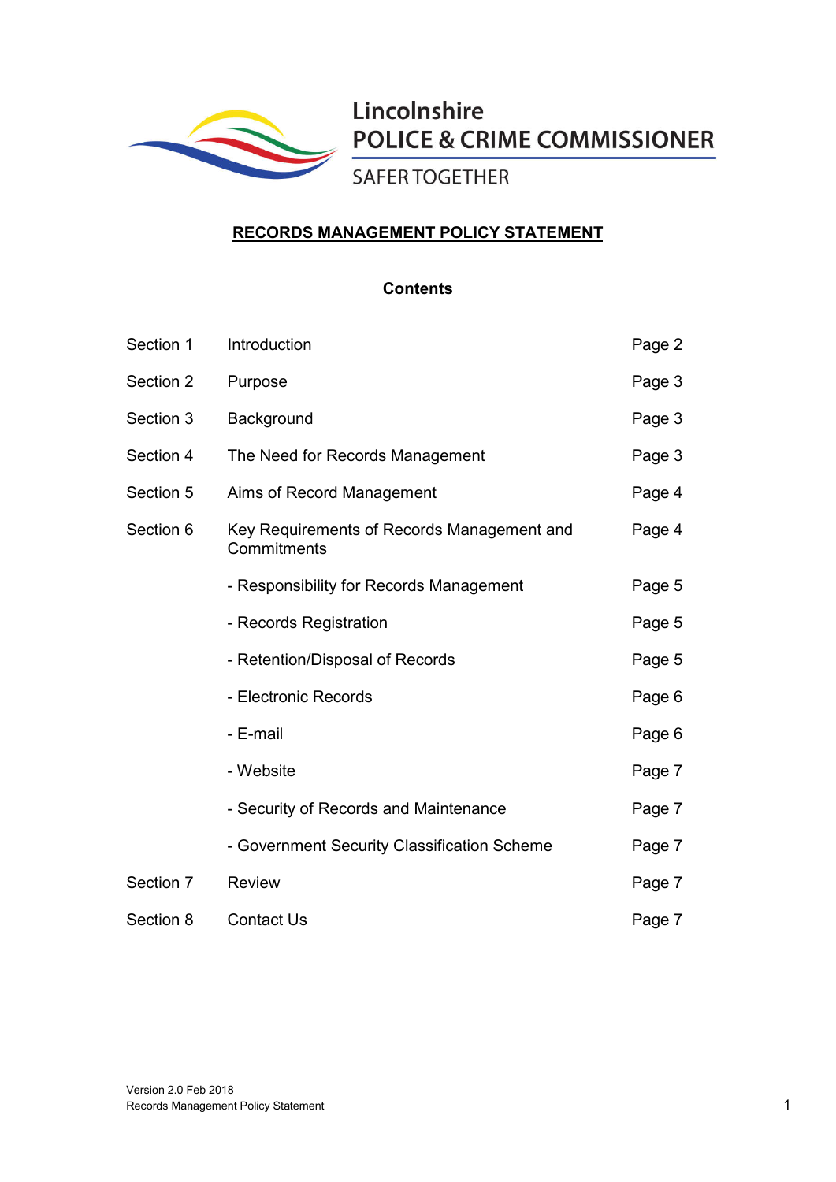Lincolnshire
POLICE & CRIME COMMISSIONER
SAFER TOGETHER

# RECORDS MANAGEMENT POLICY STATEMENT

## Contents

| | | |
|---|---|---|
| Section 1 | Introduction | Page 2 |
| Section 2 | Purpose | Page 3 |
| Section 3 | Background | Page 3 |
| Section 4 | The Need for Records Management | Page 3 |
| Section 5 | Aims of Record Management | Page 4 |
| Section 6 | Key Requirements of Records Management and Commitments | Page 4 |
| | - Responsibility for Records Management | Page 5 |
| | - Records Registration | Page 5 |
| | - Retention/Disposal of Records | Page 5 |
| | - Electronic Records | Page 6 |
| | - E-mail | Page 6 |
| | - Website | Page 7 |
| | - Security of Records and Maintenance | Page 7 |
| | - Government Security Classification Scheme | Page 7 |
| Section 7 | Review | Page 7 |
| Section 8 | Contact Us | Page 7 |

Version 2.0 Feb 2018
Records Management Policy Statement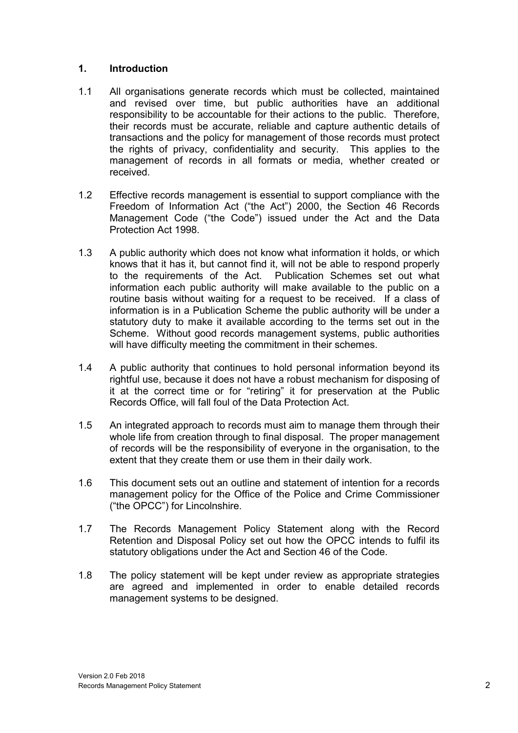## 1. Introduction

1.1 All organisations generate records which must be collected, maintained and revised over time, but public authorities have an additional responsibility to be accountable for their actions to the public. Therefore, their records must be accurate, reliable and capture authentic details of transactions and the policy for management of those records must protect the rights of privacy, confidentiality and security. This applies to the management of records in all formats or media, whether created or received.

1.2 Effective records management is essential to support compliance with the Freedom of Information Act ("the Act") 2000, the Section 46 Records Management Code ("the Code") issued under the Act and the Data Protection Act 1998.

1.3 A public authority which does not know what information it holds, or which knows that it has it, but cannot find it, will not be able to respond properly to the requirements of the Act. Publication Schemes set out what information each public authority will make available to the public on a routine basis without waiting for a request to be received. If a class of information is in a Publication Scheme the public authority will be under a statutory duty to make it available according to the terms set out in the Scheme. Without good records management systems, public authorities will have difficulty meeting the commitment in their schemes.

1.4 A public authority that continues to hold personal information beyond its rightful use, because it does not have a robust mechanism for disposing of it at the correct time or for "retiring" it for preservation at the Public Records Office, will fall foul of the Data Protection Act.

1.5 An integrated approach to records must aim to manage them through their whole life from creation through to final disposal. The proper management of records will be the responsibility of everyone in the organisation, to the extent that they create them or use them in their daily work.

1.6 This document sets out an outline and statement of intention for a records management policy for the Office of the Police and Crime Commissioner ("the OPCC") for Lincolnshire.

1.7 The Records Management Policy Statement along with the Record Retention and Disposal Policy set out how the OPCC intends to fulfil its statutory obligations under the Act and Section 46 of the Code.

1.8 The policy statement will be kept under review as appropriate strategies are agreed and implemented in order to enable detailed records management systems to be designed.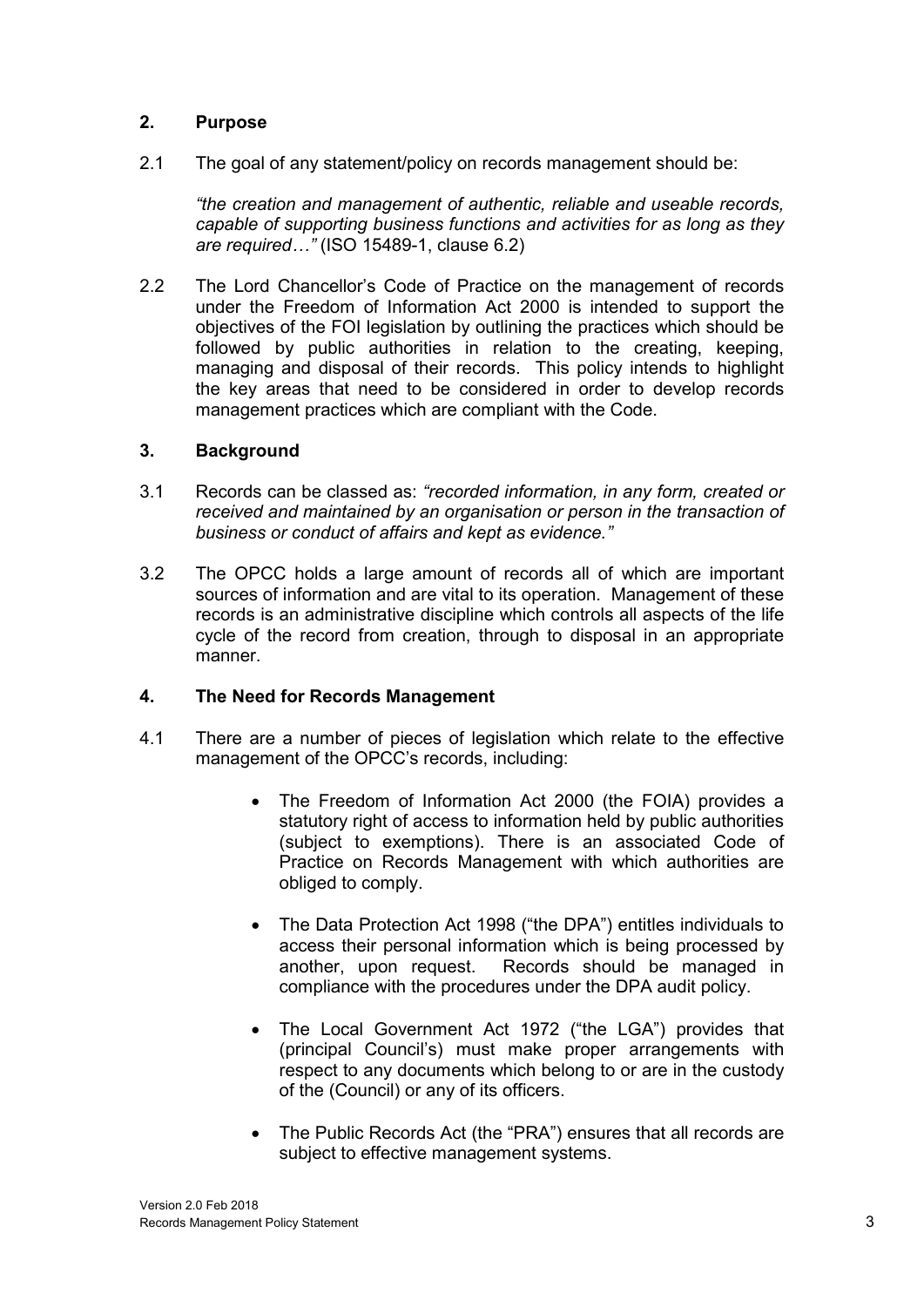## 2. Purpose

2.1 The goal of any statement/policy on records management should be:

*"the creation and management of authentic, reliable and useable records, capable of supporting business functions and activities for as long as they are required…"* (ISO 15489-1, clause 6.2)

2.2 The Lord Chancellor's Code of Practice on the management of records under the Freedom of Information Act 2000 is intended to support the objectives of the FOI legislation by outlining the practices which should be followed by public authorities in relation to the creating, keeping, managing and disposal of their records. This policy intends to highlight the key areas that need to be considered in order to develop records management practices which are compliant with the Code.

## 3. Background

3.1 Records can be classed as: *"recorded information, in any form, created or received and maintained by an organisation or person in the transaction of business or conduct of affairs and kept as evidence."*

3.2 The OPCC holds a large amount of records all of which are important sources of information and are vital to its operation. Management of these records is an administrative discipline which controls all aspects of the life cycle of the record from creation, through to disposal in an appropriate manner.

## 4. The Need for Records Management

4.1 There are a number of pieces of legislation which relate to the effective management of the OPCC's records, including:

- The Freedom of Information Act 2000 (the FOIA) provides a statutory right of access to information held by public authorities (subject to exemptions). There is an associated Code of Practice on Records Management with which authorities are obliged to comply.

- The Data Protection Act 1998 ("the DPA") entitles individuals to access their personal information which is being processed by another, upon request. Records should be managed in compliance with the procedures under the DPA audit policy.

- The Local Government Act 1972 ("the LGA") provides that (principal Council's) must make proper arrangements with respect to any documents which belong to or are in the custody of the (Council) or any of its officers.

- The Public Records Act (the "PRA") ensures that all records are subject to effective management systems.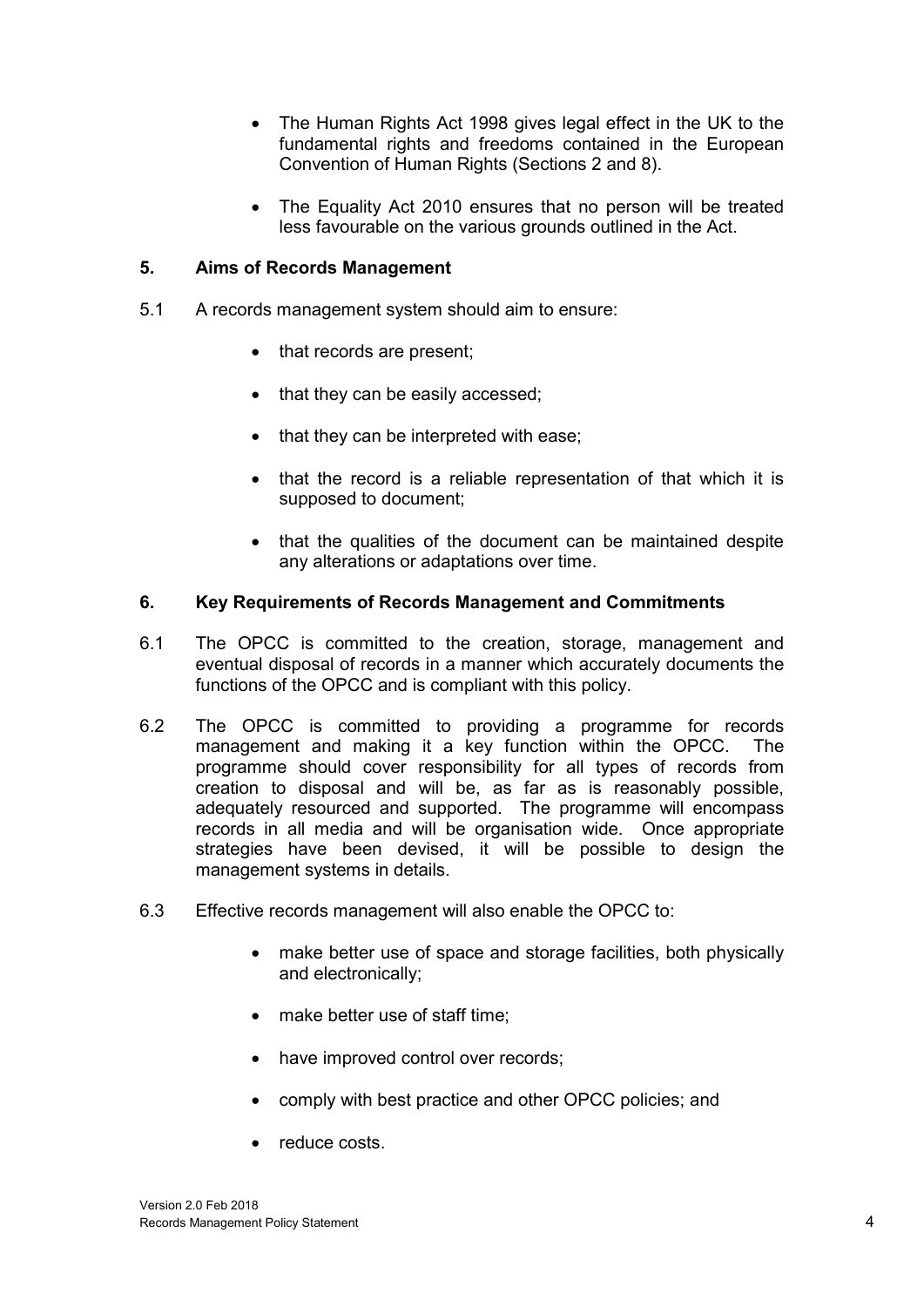- The Human Rights Act 1998 gives legal effect in the UK to the fundamental rights and freedoms contained in the European Convention of Human Rights (Sections 2 and 8).

- The Equality Act 2010 ensures that no person will be treated less favourable on the various grounds outlined in the Act.

## 5. Aims of Records Management

5.1 A records management system should aim to ensure:

- that records are present;

- that they can be easily accessed;

- that they can be interpreted with ease;

- that the record is a reliable representation of that which it is supposed to document;

- that the qualities of the document can be maintained despite any alterations or adaptations over time.

## 6. Key Requirements of Records Management and Commitments

6.1 The OPCC is committed to the creation, storage, management and eventual disposal of records in a manner which accurately documents the functions of the OPCC and is compliant with this policy.

6.2 The OPCC is committed to providing a programme for records management and making it a key function within the OPCC. The programme should cover responsibility for all types of records from creation to disposal and will be, as far as is reasonably possible, adequately resourced and supported. The programme will encompass records in all media and will be organisation wide. Once appropriate strategies have been devised, it will be possible to design the management systems in details.

6.3 Effective records management will also enable the OPCC to:

- make better use of space and storage facilities, both physically and electronically;

- make better use of staff time;

- have improved control over records;

- comply with best practice and other OPCC policies; and

- reduce costs.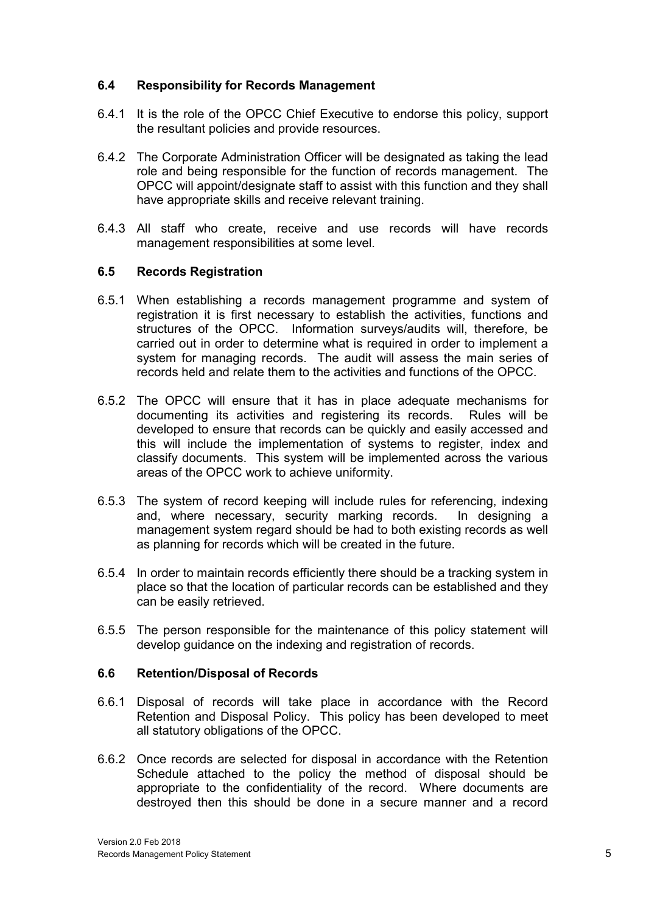### 6.4 Responsibility for Records Management

6.4.1 It is the role of the OPCC Chief Executive to endorse this policy, support the resultant policies and provide resources.

6.4.2 The Corporate Administration Officer will be designated as taking the lead role and being responsible for the function of records management. The OPCC will appoint/designate staff to assist with this function and they shall have appropriate skills and receive relevant training.

6.4.3 All staff who create, receive and use records will have records management responsibilities at some level.

### 6.5 Records Registration

6.5.1 When establishing a records management programme and system of registration it is first necessary to establish the activities, functions and structures of the OPCC. Information surveys/audits will, therefore, be carried out in order to determine what is required in order to implement a system for managing records. The audit will assess the main series of records held and relate them to the activities and functions of the OPCC.

6.5.2 The OPCC will ensure that it has in place adequate mechanisms for documenting its activities and registering its records. Rules will be developed to ensure that records can be quickly and easily accessed and this will include the implementation of systems to register, index and classify documents. This system will be implemented across the various areas of the OPCC work to achieve uniformity.

6.5.3 The system of record keeping will include rules for referencing, indexing and, where necessary, security marking records. In designing a management system regard should be had to both existing records as well as planning for records which will be created in the future.

6.5.4 In order to maintain records efficiently there should be a tracking system in place so that the location of particular records can be established and they can be easily retrieved.

6.5.5 The person responsible for the maintenance of this policy statement will develop guidance on the indexing and registration of records.

### 6.6 Retention/Disposal of Records

6.6.1 Disposal of records will take place in accordance with the Record Retention and Disposal Policy. This policy has been developed to meet all statutory obligations of the OPCC.

6.6.2 Once records are selected for disposal in accordance with the Retention Schedule attached to the policy the method of disposal should be appropriate to the confidentiality of the record. Where documents are destroyed then this should be done in a secure manner and a record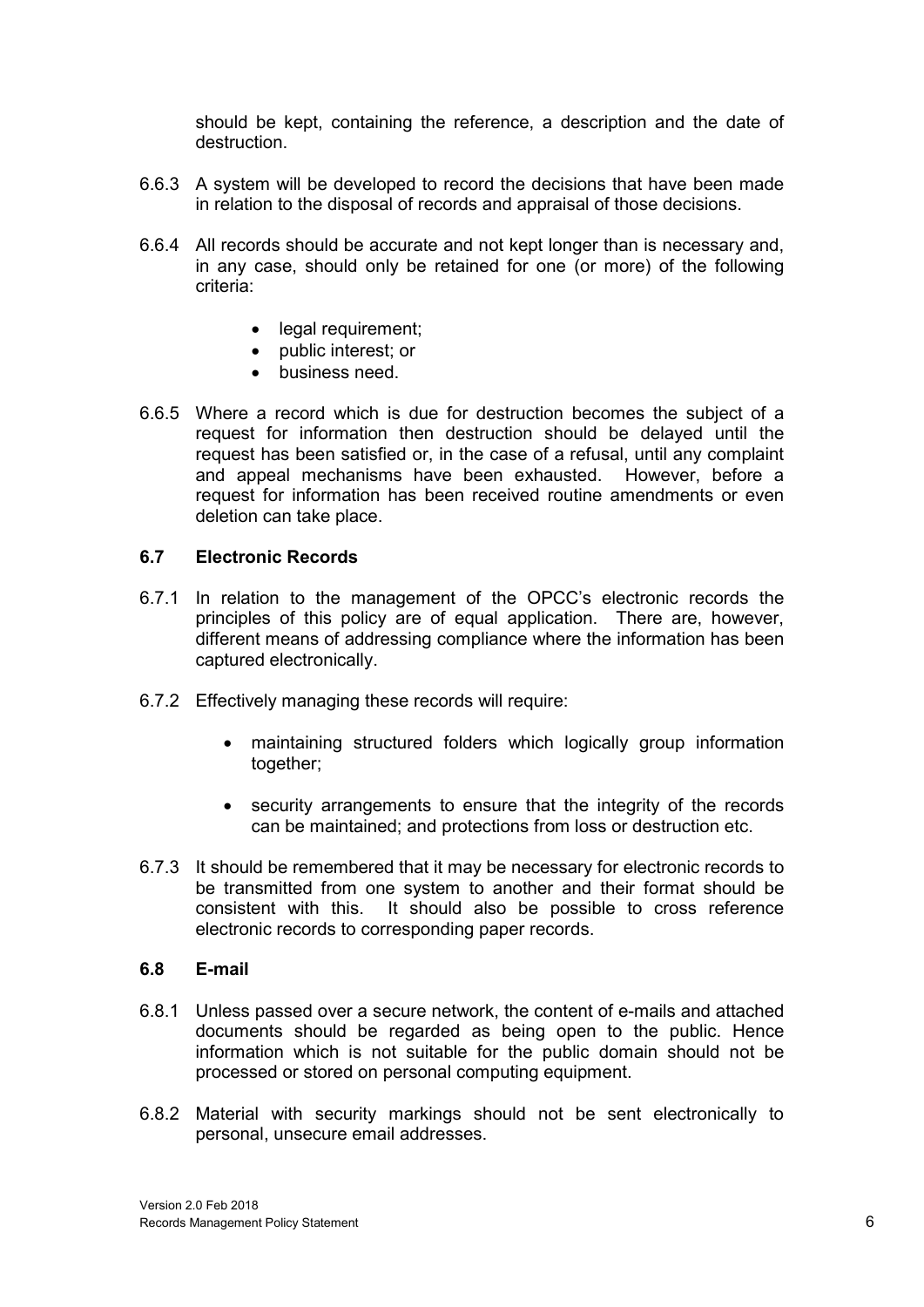should be kept, containing the reference, a description and the date of destruction.

6.6.3 A system will be developed to record the decisions that have been made in relation to the disposal of records and appraisal of those decisions.

6.6.4 All records should be accurate and not kept longer than is necessary and, in any case, should only be retained for one (or more) of the following criteria:

- legal requirement;
- public interest; or
- business need.

6.6.5 Where a record which is due for destruction becomes the subject of a request for information then destruction should be delayed until the request has been satisfied or, in the case of a refusal, until any complaint and appeal mechanisms have been exhausted. However, before a request for information has been received routine amendments or even deletion can take place.

### 6.7 Electronic Records

6.7.1 In relation to the management of the OPCC's electronic records the principles of this policy are of equal application. There are, however, different means of addressing compliance where the information has been captured electronically.

6.7.2 Effectively managing these records will require:

- maintaining structured folders which logically group information together;
- security arrangements to ensure that the integrity of the records can be maintained; and protections from loss or destruction etc.

6.7.3 It should be remembered that it may be necessary for electronic records to be transmitted from one system to another and their format should be consistent with this. It should also be possible to cross reference electronic records to corresponding paper records.

### 6.8 E-mail

6.8.1 Unless passed over a secure network, the content of e-mails and attached documents should be regarded as being open to the public. Hence information which is not suitable for the public domain should not be processed or stored on personal computing equipment.

6.8.2 Material with security markings should not be sent electronically to personal, unsecure email addresses.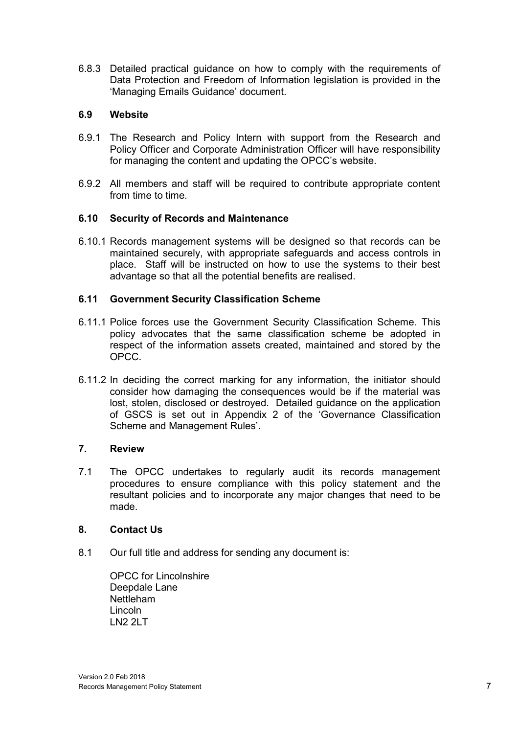6.8.3 Detailed practical guidance on how to comply with the requirements of Data Protection and Freedom of Information legislation is provided in the 'Managing Emails Guidance' document.

### 6.9 Website

6.9.1 The Research and Policy Intern with support from the Research and Policy Officer and Corporate Administration Officer will have responsibility for managing the content and updating the OPCC's website.

6.9.2 All members and staff will be required to contribute appropriate content from time to time.

### 6.10 Security of Records and Maintenance

6.10.1 Records management systems will be designed so that records can be maintained securely, with appropriate safeguards and access controls in place. Staff will be instructed on how to use the systems to their best advantage so that all the potential benefits are realised.

### 6.11 Government Security Classification Scheme

6.11.1 Police forces use the Government Security Classification Scheme. This policy advocates that the same classification scheme be adopted in respect of the information assets created, maintained and stored by the OPCC.

6.11.2 In deciding the correct marking for any information, the initiator should consider how damaging the consequences would be if the material was lost, stolen, disclosed or destroyed. Detailed guidance on the application of GSCS is set out in Appendix 2 of the 'Governance Classification Scheme and Management Rules'.

## 7. Review

7.1 The OPCC undertakes to regularly audit its records management procedures to ensure compliance with this policy statement and the resultant policies and to incorporate any major changes that need to be made.

## 8. Contact Us

8.1 Our full title and address for sending any document is:

OPCC for Lincolnshire
Deepdale Lane
Nettleham
Lincoln
LN2 2LT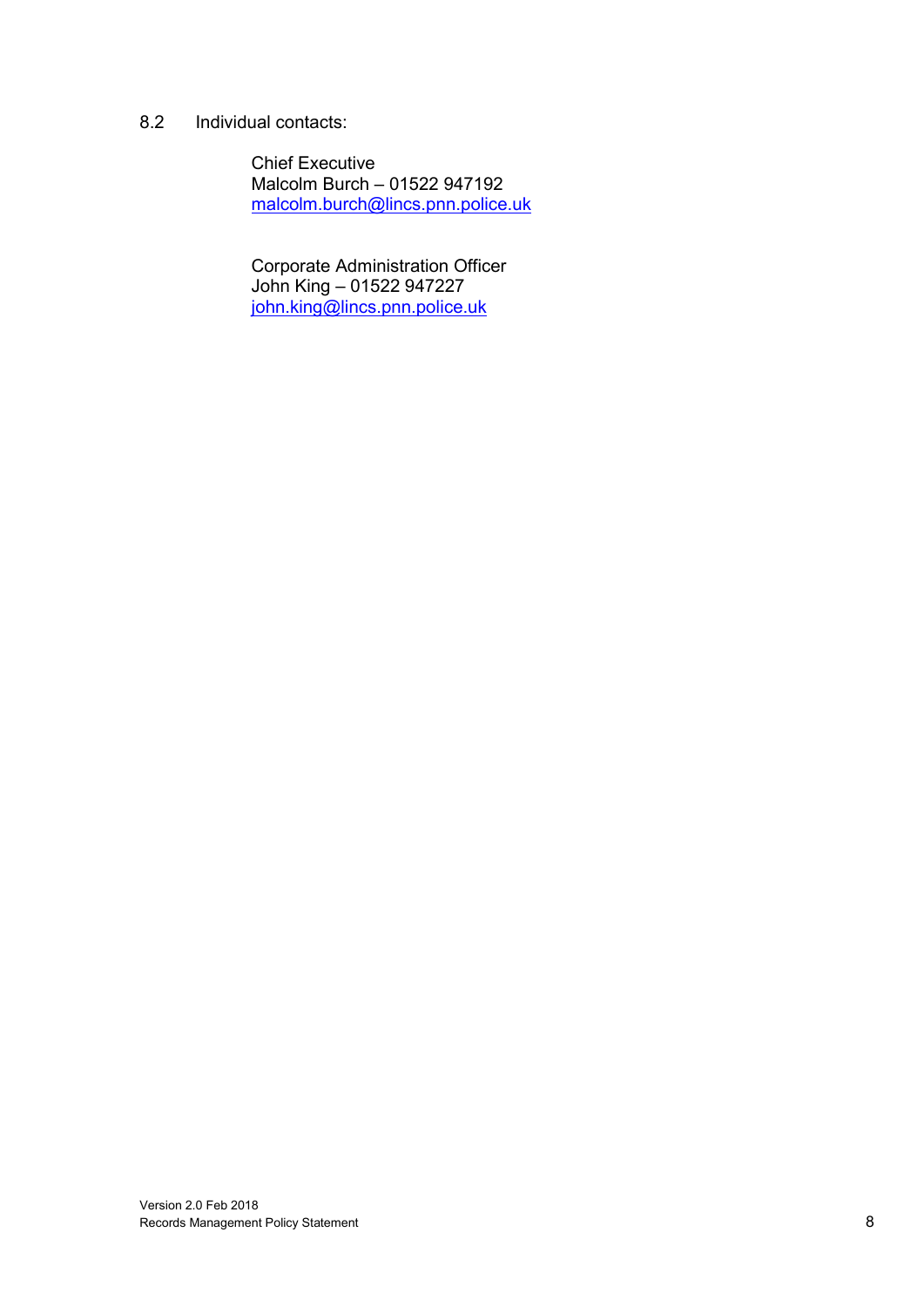8.2 Individual contacts:

Chief Executive
Malcolm Burch – 01522 947192
malcolm.burch@lincs.pnn.police.uk

Corporate Administration Officer
John King – 01522 947227
john.king@lincs.pnn.police.uk